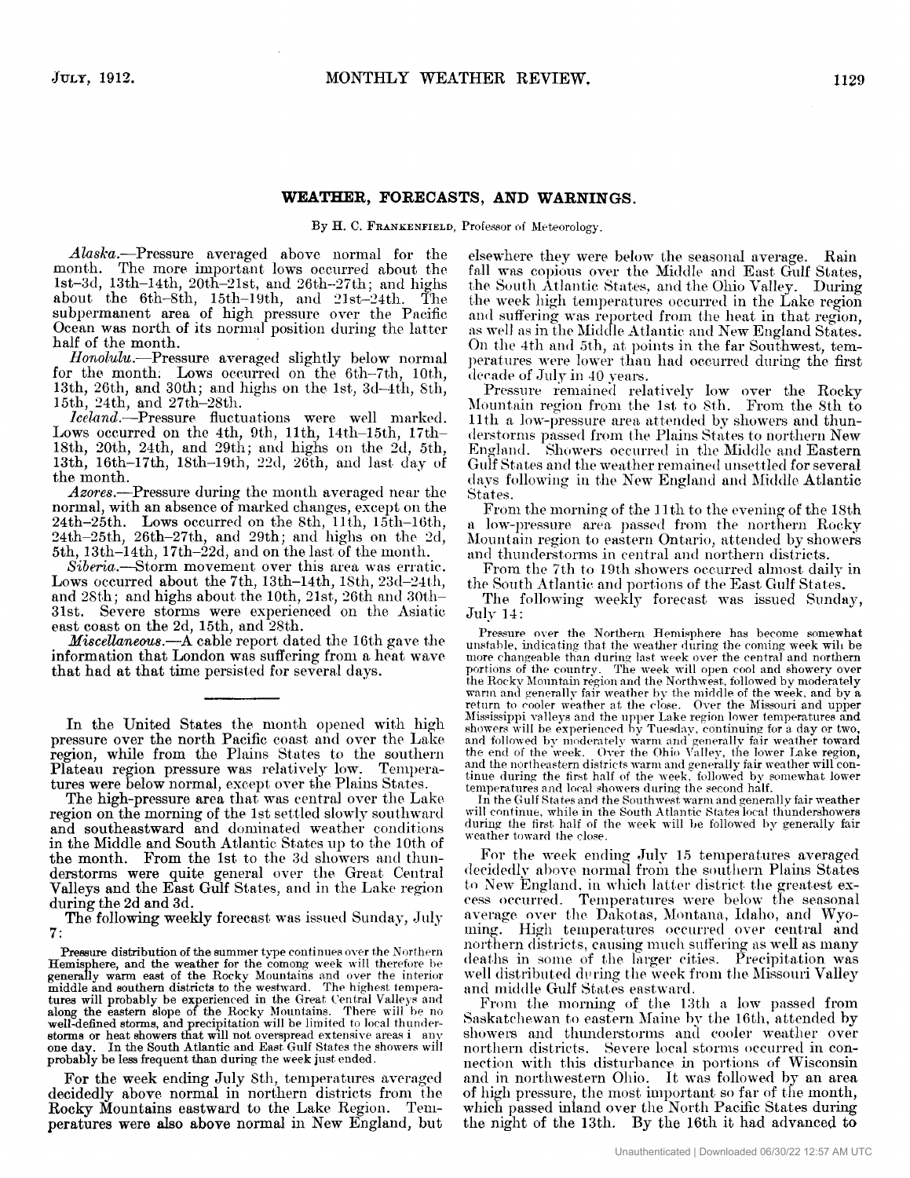## WEATHER, FORECASTS, AND WARNINGS.

By H. C. Frankenfield, Professor of Meteorology.

*Alaska.*—Pressure averaged above normal for the month. The more important lows occurred about the 1st–3d, 13th–14th, 20th–21st, and 26th–27th; and highs about the 6th–8th, 15th–19th, and 21st–24th. The subpermanent area of high pressure over the Pacific Ocean was north of its normal position during the latter half of the month.

*Honolulu.*—Pressure averaged slightly below normal for the month. Lows occurred on the 6th–7th, 10th, 13th, 26th, and 30th; and highs on the 1st, 3d–4th, 8th, 15th, 24th, and 27th–28th.

*Iceland.*—Pressure fluctuations were well marked. Lows occurred on the 4th, 9th, 11th, 14th–15th, 17th–18th, 20th, 24th, and 29th; and highs on the 2d, 5th, 13th, 16th–17th, 18th–19th, 22d, 26th, and last day of the month.

*Azores.*—Pressure during the month averaged near the normal, with an absence of marked changes, except on the 24th–25th. Lows occurred on the 8th, 11th, 15th–16th, 24th–25th, 26th–27th, and 29th; and highs on the 2d, 5th, 13th–14th, 17th–22d, and on the last of the month.

*Siberia.*—Storm movement over this area was erratic. Lows occurred about the 7th, 13th–14th, 18th, 23d–24th, and 28th; and highs about the 10th, 21st, 26th and 30th–31st. Severe storms were experienced on the Asiatic east coast on the 2d, 15th, and 28th.

*Miscellaneous.*—A cable report dated the 16th gave the information that London was suffering from a heat wave that had at that time persisted for several days.

---

In the United States the month opened with high pressure over the north Pacific coast and over the Lake region, while from the Plains States to the southern Plateau region pressure was relatively low. Temperatures were below normal, except over the Plains States.

The high-pressure area that was central over the Lake region on the morning of the 1st settled slowly southward and southeastward and dominated weather conditions in the Middle and South Atlantic States up to the 10th of the month. From the 1st to the 3d showers and thunderstorms were quite general over the Great Central Valleys and the East Gulf States, and in the Lake region during the 2d and 3d.

The following weekly forecast was issued Sunday, July 7:

> Pressure distribution of the summer type continues over the Northern Hemisphere, and the weather for the comong week will therefore be generally warm east of the Rocky Mountains and over the interior middle and southern districts to the westward. The highest temperatures will probably be experienced in the Great Central Valleys and along the eastern slope of the Rocky Mountains. There will be no well-defined storms, and precipitation will be limited to local thunderstorms or heat showers that will not overspread extensive areas i any one day. In the South Atlantic and East Gulf States the showers will probably be less frequent than during the week just ended.

For the week ending July 8th, temperatures averaged decidedly above normal in northern districts from the Rocky Mountains eastward to the Lake Region. Temperatures were also above normal in New England, but elsewhere they were below the seasonal average. Rain fall was copious over the Middle and East Gulf States, the South Atlantic States, and the Ohio Valley. During the week high temperatures occurred in the Lake region and suffering was reported from the heat in that region, as well as in the Middle Atlantic and New England States. On the 4th and 5th, at points in the far Southwest, temperatures were lower than had occurred during the first decade of July in 40 years.

Pressure remained relatively low over the Rocky Mountain region from the 1st to 8th. From the 8th to 11th a low-pressure area attended by showers and thunderstorms passed from the Plains States to northern New England. Showers occurred in the Middle and Eastern Gulf States and the weather remained unsettled for several days following in the New England and Middle Atlantic States.

From the morning of the 11th to the evening of the 18th a low-pressure area passed from the northern Rocky Mountain region to eastern Ontario, attended by showers and thunderstorms in central and northern districts.

From the 7th to 19th showers occurred almost daily in the South Atlantic and portions of the East Gulf States.

The following weekly forecast was issued Sunday, July 14:

> Pressure over the Northern Hemisphere has become somewhat unstable, indicating that the weather during the coming week will be more changeable than during last week over the central and northern portions of the country. The week will open cool and showery over the Rocky Mountain region and the Northwest, followed by moderately warm and generally fair weather by the middle of the week, and by a return to cooler weather at the close. Over the Missouri and upper Mississippi valleys and the upper Lake region lower temperatures and showers will be experienced by Tuesday, continuing for a day or two, and followed by moderately warm and generally fair weather toward the end of the week. Over the Ohio Valley, the lower Lake region, and the northeastern districts warm and generally fair weather will continue during the first half of the week, followed by somewhat lower temperatures and local showers during the second half.
>
> In the Gulf States and the Southwest warm and generally fair weather will continue, while in the South Atlantic States local thundershowers during the first half of the week will be followed by generally fair weather toward the close.

For the week ending July 15 temperatures averaged decidedly above normal from the southern Plains States to New England, in which latter district the greatest excess occurred. Temperatures were below the seasonal average over the Dakotas, Montana, Idaho, and Wyoming. High temperatures occurred over central and northern districts, causing much suffering as well as many deaths in some of the larger cities. Precipitation was well distributed during the week from the Missouri Valley and middle Gulf States eastward.

From the morning of the 13th a low passed from Saskatchewan to eastern Maine by the 16th, attended by showers and thunderstorms and cooler weather over northern districts. Severe local storms occurred in connection with this disturbance in portions of Wisconsin and in northwestern Ohio. It was followed by an area of high pressure, the most important so far of the month, which passed inland over the North Pacific States during the night of the 13th. By the 16th it had advanced to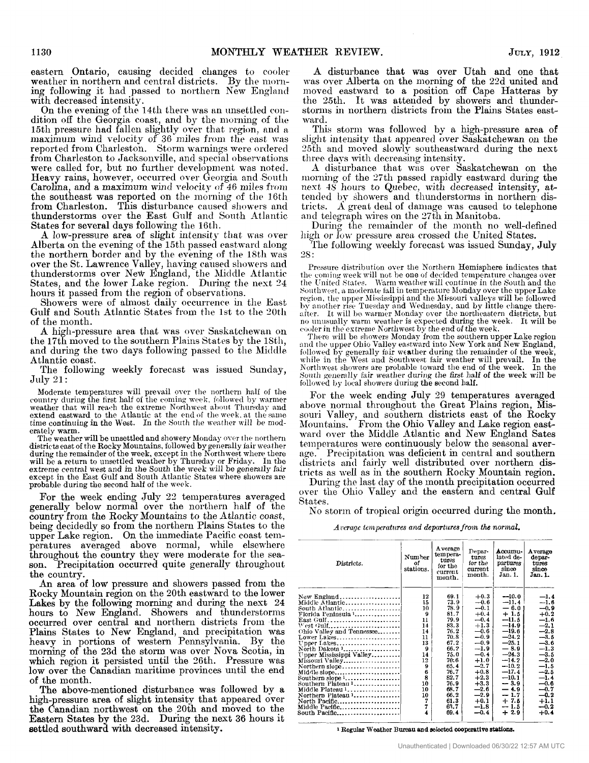eastern Ontario, causing decided changes to cooler weather in northern and central districts. By the morning following it had passed to northern New England with decreased intensity.

On the evening of the 14th there was an unsettled condition off the Georgia coast, and by the morning of the 15th pressure had fallen slightly over that region, and a maximum wind velocity of 36 miles from the east was reported from Charleston. Storm warnings were ordered from Charleston to Jacksonville, and special observations were called for, but no further development was noted. Heavy rains, however, occurred over Georgia and South Carolina, and a maximum wind velocity of 46 miles from the southeast was reported on the morning of the 16th from Charleston. This disturbance caused showers and thunderstorms over the East Gulf and South Atlantic States for several days following the 16th.

A low-pressure area of slight intensity that was over Alberta on the evening of the 15th passed eastward along the northern border and by the evening of the 18th was over the St. Lawrence Valley, having caused showers and thunderstorms over New England, the Middle Atlantic States, and the lower Lake region. During the next 24 hours it passed from the region of observations.

Showers were of almost daily occurrence in the East Gulf and South Atlantic States from the 1st to the 20th of the month.

A high-pressure area that was over Saskatchewan on the 17th moved to the southern Plains States by the 18th, and during the two days following passed to the Middle Atlantic coast.

The following weekly forecast was issued Sunday, July 21:

Moderate temperatures will prevail over the northern half of the country during the first half of the coming week, followed by warmer weather that will reach the extreme Northwest about Thursday and extend eastward to the Atlantic at the end of the week, at the same time continuing in the West. In the South the weather will be moderately warm.

The weather will be unsettled and showery Monday over the northern districts east of the Rocky Mountains, followed by generally fair weather during the remainder of the week, except in the Northwest where there will be a return to unsettled weather by Thursday or Friday. In the extreme central west and in the South the week will be generally fair except in the East Gulf and South Atlantic States where showers are probable during the second half of the week.

For the week ending July 22 temperatures averaged generally below normal over the northern half of the country from the Rocky Mountains to the Atlantic coast, being decidedly so from the northern Plains States to the upper Lake region. On the immediate Pacific coast temperatures averaged above normal, while elsewhere throughout the country they were moderate for the season. Precipitation occurred quite generally throughout the country.

An area of low pressure and showers passed from the Rocky Mountain region on the 20th eastward to the lower Lakes by the following morning and during the next 24 hours to New England. Showers and thunderstorms occurred over central and northern districts from the Plains States to New England, and precipitation was heavy in portions of western Pennsylvania. By the morning of the 23d the storm was over Nova Scotia, in which region it persisted until the 26th. Pressure was low over the Canadian maritime provinces until the end of the month.

The above-mentioned disturbance was followed by a high-pressure area of slight intensity that appeared over the Canadian northwest on the 20th and moved to the Eastern States by the 23d. During the next 36 hours it settled southward with decreased intensity.

A disturbance that was over Utah and one that was over Alberta on the morning of the 22d united and moved eastward to a position off Cape Hatteras by the 25th. It was attended by showers and thunderstorms in northern districts from the Plains States eastward.

This storm was followed by a high-pressure area of slight intensity that appeared over Saskatchewan on the 25th and moved slowly southeastward during the next three days with decreasing intensity.

A disturbance that was over Saskatchewan on the morning of the 27th passed rapidly eastward during the next 48 hours to Quebec, with decreased intensity, attended by showers and thunderstorms in northern districts. A great deal of damage was caused to telephone and telegraph wires on the 27th in Manitoba.

During the remainder of the month no well-defined high or low pressure area crossed the United States.

The following weekly forecast was issued Sunday, July 28:

Pressure distribution over the Northern Hemisphere indicates that the coming week will not be one of decided temperature changes over the United States. Warm weather will continue in the South and the Southwest, a moderate fall in temperature Monday over the upper Lake region, the upper Mississippi and the Missouri valleys will be followed by another rise Tuesday and Wednesday, and by little change thereafter. It will be warmer Monday over the northeastern districts, but no unusually warm weather is expected during the week. It will be cooler in the extreme Northwest by the end of the week.

There will be showers Monday from the southern upper Lake region and the upper Ohio Valley eastward into New York and New England, followed by generally fair weather during the remainder of the week, while in the West and Southwest fair weather will prevail. In the Northwest showers are probable toward the end of the week. In the South generally fair weather during the first half of the week will be followed by local showers during the second half.

For the week ending July 29 temperatures averaged above normal throughout the Great Plains region, Missouri Valley, and southern districts east of the Rocky Mountains. From the Ohio Valley and Lake region eastward over the Middle Atlantic and New England Sates temperatures were continuously below the seasonal average. Precipitation was deficient in central and southern districts and fairly well distributed over northern districts as well as in the southern Rocky Mountain region.

During the last day of the month precipitation occurred over the Ohio Valley and the eastern and central Gulf States.

No storm of tropical origin occurred during the month.

*Average temperatures and departures from the normal.*

| Districts. | Number of stations. | Average temperatures for the current month. | Departures for the current month. | Accumulated departures since Jan. 1. | Average departures since Jan. 1. |
|---|---|---|---|---|---|
| New England | 12 | 69.1 | +0.3 | −10.0 | −1.4 |
| Middle Atlantic | 15 | 73.9 | −0.6 | −11.4 | −1.6 |
| South Atlantic | 10 | 78.9 | −0.1 | − 6.0 | −0.9 |
| Florida Peninsula[1] | 9 | 81.7 | +0.4 | + 1.5 | +0.2 |
| East Gulf | 11 | 79.9 | −0.4 | −11.5 | −1.6 |
| West Gulf | 14 | 83.3 | +1.3 | −14.9 | −2.1 |
| Ohio Valley and Tennessee | 14 | 76.2 | −0.6 | −19.6 | −2.8 |
| Lower Lakes | 11 | 70.8 | −0.9 | −24.2 | −3.5 |
| Upper Lakes | 13 | 67.2 | −0.9 | −25.1 | −3.6 |
| North Dakota[1] | 9 | 66.2 | −1.9 | − 8.9 | −1.3 |
| Upper Mississippi Valley | 14 | 75.0 | −0.4 | −24.3 | −3.5 |
| Missouri Valley | 12 | 76.6 | +1.0 | −14.2 | −2.0 |
| Northern slope | 9 | 65.4 | −2.7 | −10.2 | −1.5 |
| Middle slope | 6 | 76.7 | +0.8 | −17.4 | −2.5 |
| Southern slope[1] | 8 | 82.7 | +2.3 | −10.1 | −1.4 |
| Southern Plateau[1] | 10 | 76.9 | +3.3 | − 3.9 | −0.6 |
| Middle Plateau[1] | 10 | 68.7 | −2.6 | − 4.9 | −0.7 |
| Northern Plateau[1] | 10 | 66.2 | −2.9 | − 1.7 | −0.2 |
| North Pacific | 7 | 61.3 | +0.1 | + 7.5 | +1.1 |
| Middle Pacific | 7 | 63.7 | −1.8 | − 1.5 | −0.2 |
| South Pacific | 4 | 69.4 | −0.4 | + 2.9 | +0.4 |

[1] Regular Weather Bureau and selected cooperative stations.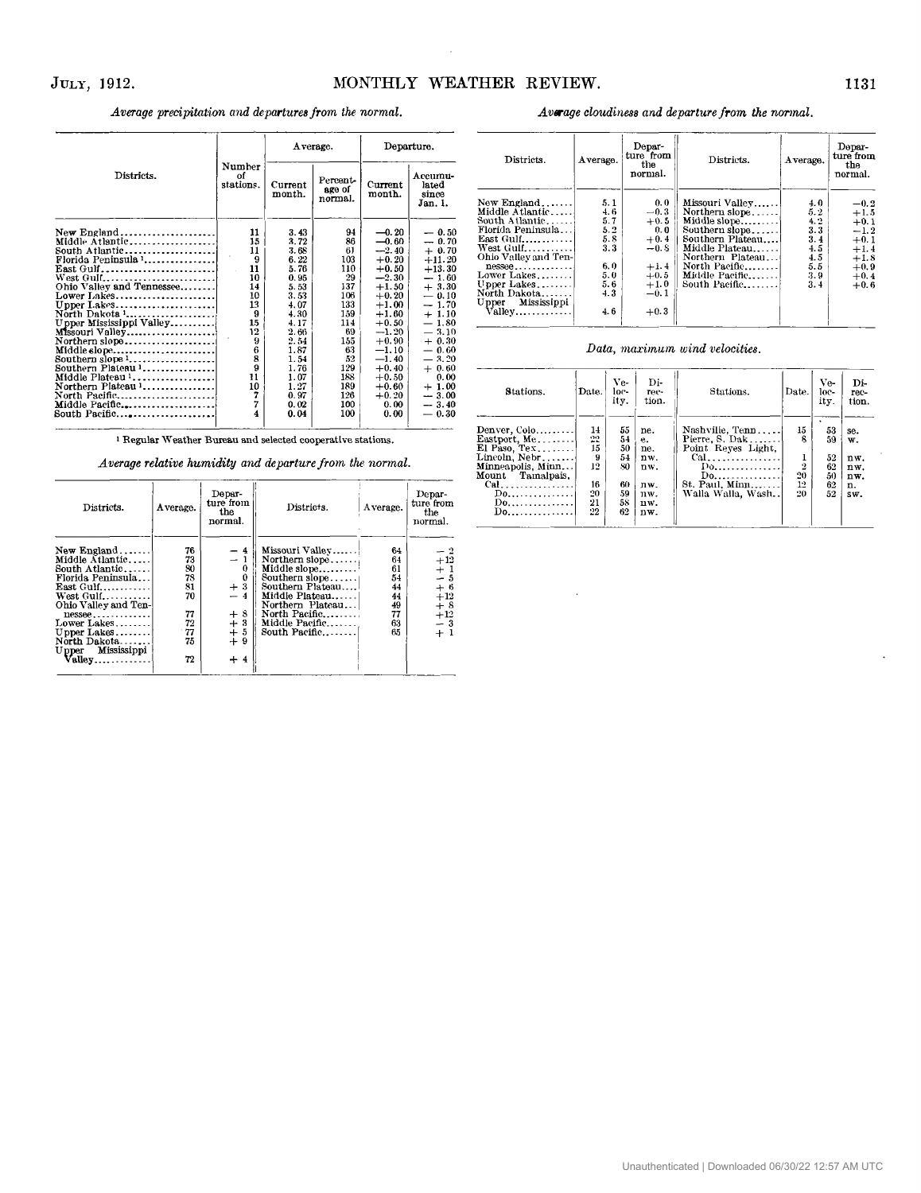*Average precipitation and departures from the normal.*

| Districts. | Number of stations. | Average. | | Departure. | |
|---|---|---|---|---|---|
| | | Current month. | Percentage of normal. | Current month. | Accumulated since Jan. 1. |
| New England | 11 | 3.43 | 94 | −0.20 | − 0.50 |
| Middle Atlantic | 15 | 3.72 | 86 | −0.60 | − 0.70 |
| South Atlantic | 11 | 3.68 | 61 | −2.40 | + 0.70 |
| Florida Peninsula [1] | 9 | 6.22 | 103 | +0.20 | +11.20 |
| East Gulf | 11 | 5.76 | 110 | +0.50 | +13.30 |
| West Gulf | 10 | 0.95 | 29 | −2.30 | − 1.60 |
| Ohio Valley and Tennessee | 14 | 5.53 | 137 | +1.50 | + 3.30 |
| Lower Lakes | 10 | 3.53 | 106 | +0.20 | − 0.10 |
| Upper Lakes | 13 | 4.07 | 133 | +1.00 | − 1.70 |
| North Dakota [1] | 9 | 4.30 | 159 | +1.60 | + 1.10 |
| Upper Mississippi Valley | 15 | 4.17 | 114 | +0.50 | − 1.80 |
| Missouri Valley | 12 | 2.66 | 69 | −1.20 | − 3.10 |
| Northern slope | 9 | 2.54 | 155 | +0.90 | + 0.30 |
| Middle slope | 6 | 1.87 | 63 | −1.10 | − 0.60 |
| Southern slope [1] | 8 | 1.54 | 52 | −1.40 | − 3.20 |
| Southern Plateau [1] | 9 | 1.76 | 129 | +0.40 | + 0.60 |
| Middle Plateau [1] | 11 | 1.07 | 188 | +0.50 | 0.00 |
| Northern Plateau [1] | 10 | 1.27 | 189 | +0.60 | + 1.00 |
| North Pacific | 7 | 0.97 | 126 | +0.20 | − 3.00 |
| Middle Pacific | 7 | 0.02 | 100 | 0.00 | − 3.40 |
| South Pacific | 4 | 0.04 | 100 | 0.00 | − 0.30 |

[1] Regular Weather Bureau and selected cooperative stations.

*Average relative humidity and departure from the normal.*

| Districts. | Average. | Departure from the normal. | Districts. | Average. | Departure from the normal. |
|---|---|---|---|---|---|
| New England | 76 | − 4 | Missouri Valley | 64 | − 2 |
| Middle Atlantic | 73 | − 1 | Northern slope | 64 | +12 |
| South Atlantic | 80 | 0 | Middle slope | 61 | + 1 |
| Florida Peninsula | 78 | 0 | Southern slope | 54 | − 5 |
| East Gulf | 81 | + 3 | Southern Plateau | 44 | + 6 |
| West Gulf | 70 | − 4 | Middle Plateau | 44 | +12 |
| Ohio Valley and Tennessee | 77 | + 8 | Northern Plateau | 49 | + 8 |
| Lower Lakes | 72 | + 3 | North Pacific | 77 | +12 |
| Upper Lakes | 77 | + 5 | Middle Pacific | 63 | − 3 |
| North Dakota | 75 | + 9 | South Pacific | 65 | + 1 |
| Upper Mississippi Valley | 72 | + 4 | | | |

*Average cloudiness and departure from the normal.*

| Districts. | Average. | Departure from the normal. | Districts. | Average. | Departure from the normal. |
|---|---|---|---|---|---|
| New England | 5.1 | 0.0 | Missouri Valley | 4.0 | −0.2 |
| Middle Atlantic | 4.6 | −0.3 | Northern slope | 5.2 | +1.5 |
| South Atlantic | 5.7 | +0.5 | Middle slope | 4.2 | +0.1 |
| Florida Peninsula | 5.2 | 0.0 | Southern slope | 3.3 | −1.2 |
| East Gulf | 5.8 | +0.4 | Southern Plateau | 3.4 | +0.1 |
| West Gulf | 3.3 | −0.8 | Middle Plateau | 4.5 | +1.4 |
| Ohio Valley and Tennessee | 6.0 | +1.4 | Northern Plateau | 4.5 | +1.8 |
| Lower Lakes | 5.0 | +0.5 | North Pacific | 5.5 | +0.9 |
| Upper Lakes | 5.6 | +1.0 | Middle Pacific | 3.9 | +0.4 |
| North Dakota | 4.3 | −0.1 | South Pacific | 3.4 | +0.6 |
| Upper Mississippi Valley | 4.6 | +0.3 | | | |

*Data, maximum wind velocities.*

| Stations. | Date. | Velocity. | Direction. | Stations. | Date. | Velocity. | Direction. |
|---|---|---|---|---|---|---|---|
| Denver, Colo | 14 | 55 | ne. | Nashville, Tenn | 15 | 53 | se. |
| Eastport, Me | 22 | 54 | e. | Pierre, S. Dak | 8 | 59 | w. |
| El Paso, Tex | 15 | 50 | ne. | Point Reyes Light, Cal | 1 | 52 | nw. |
| Lincoln, Nebr | 9 | 54 | nw. | Do | 2 | 62 | nw. |
| Minneapolis, Minn | 12 | 80 | nw. | Do | 20 | 50 | nw. |
| Mount Tamalpais, Cal | 16 | 60 | nw. | St. Paul, Minn | 12 | 62 | n. |
| Do | 20 | 59 | nw. | Walla Walla, Wash | 20 | 52 | sw. |
| Do | 21 | 58 | nw. | | | | |
| Do | 22 | 62 | nw. | | | | |